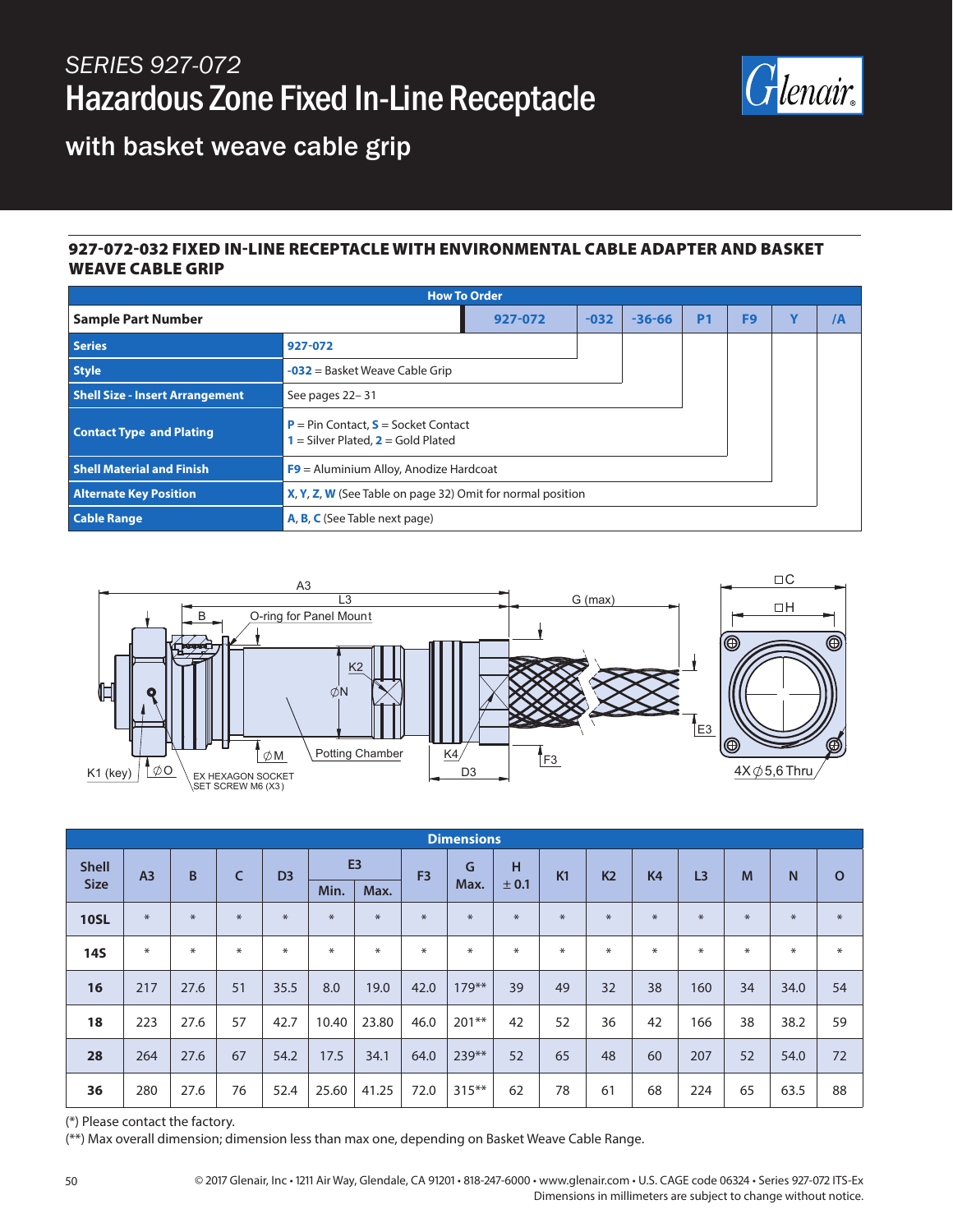SERIES 927-072

# Hazardous Zone Fixed In-Line Receptacle

with basket weave cable grip

## 927-072-032 FIXED IN-LINE RECEPTACLE WITH ENVIRONMENTAL CABLE ADAPTER AND BASKET WEAVE CABLE GRIP

| How To Order | | | | | | | | |
|---|---|---|---|---|---|---|---|---|
| **Sample Part Number** | | 927-072 | -032 | -36-66 | P1 | F9 | Y | /A |
| **Series** | 927-072 | | | | | | | |
| **Style** | -032 = Basket Weave Cable Grip | | | | | | | |
| **Shell Size - Insert Arrangement** | See pages 22– 31 | | | | | | | |
| **Contact Type and Plating** | P = Pin Contact, S = Socket Contact<br>1 = Silver Plated, 2 = Gold Plated | | | | | | | |
| **Shell Material and Finish** | F9 = Aluminium Alloy, Anodize Hardcoat | | | | | | | |
| **Alternate Key Position** | X, Y, Z, W (See Table on page 32) Omit for normal position | | | | | | | |
| **Cable Range** | A, B, C (See Table next page) | | | | | | | |

A3, L3, B, O-ring for Panel Mount, G (max), □C, □H, K2, ∅N, E3, ∅M, Potting Chamber, K4, F3, D3, K1 (key), ∅O, EX HEXAGON SOCKET SET SCREW M6 (X3), 4X ∅5,6 Thru

| Dimensions | | | | | | | | | | | | | | | | |
|---|---|---|---|---|---|---|---|---|---|---|---|---|---|---|---|---|
| Shell Size | A3 | B | C | D3 | E3 | | F3 | G Max. | H ± 0.1 | K1 | K2 | K4 | L3 | M | N | O |
| | | | | | Min. | Max. | | | | | | | | | | |
| 10SL | * | * | * | * | * | * | * | * | * | * | * | * | * | * | * | * |
| 14S | * | * | * | * | * | * | * | * | * | * | * | * | * | * | * | * |
| 16 | 217 | 27.6 | 51 | 35.5 | 8.0 | 19.0 | 42.0 | 179** | 39 | 49 | 32 | 38 | 160 | 34 | 34.0 | 54 |
| 18 | 223 | 27.6 | 57 | 42.7 | 10.40 | 23.80 | 46.0 | 201** | 42 | 52 | 36 | 42 | 166 | 38 | 38.2 | 59 |
| 28 | 264 | 27.6 | 67 | 54.2 | 17.5 | 34.1 | 64.0 | 239** | 52 | 65 | 48 | 60 | 207 | 52 | 54.0 | 72 |
| 36 | 280 | 27.6 | 76 | 52.4 | 25.60 | 41.25 | 72.0 | 315** | 62 | 78 | 61 | 68 | 224 | 65 | 63.5 | 88 |

(*) Please contact the factory.
(**) Max overall dimension; dimension less than max one, depending on Basket Weave Cable Range.

© 2017 Glenair, Inc • 1211 Air Way, Glendale, CA 91201 • 818-247-6000 • www.glenair.com • U.S. CAGE code 06324 • Series 927-072 ITS-Ex
Dimensions in millimeters are subject to change without notice.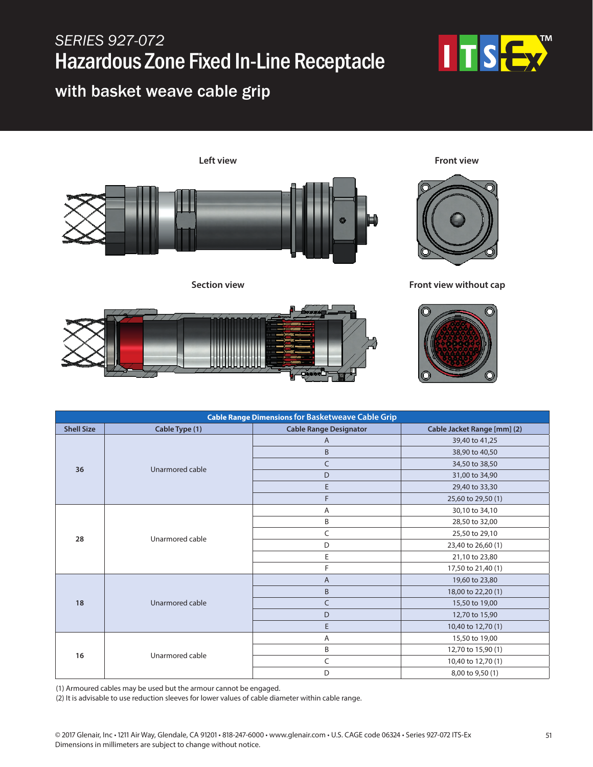*SERIES 927-072*

# Hazardous Zone Fixed In-Line Receptacle

## with basket weave cable grip

Left view

Front view

Section view

Front view without cap

| Cable Range Dimensions for Basketweave Cable Grip | | | |
|---|---|---|---|
| **Shell Size** | **Cable Type (1)** | **Cable Range Designator** | **Cable Jacket Range [mm] (2)** |
| **36** | Unarmored cable | A | 39,40 to 41,25 |
| | | B | 38,90 to 40,50 |
| | | C | 34,50 to 38,50 |
| | | D | 31,00 to 34,90 |
| | | E | 29,40 to 33,30 |
| | | F | 25,60 to 29,50 (1) |
| **28** | Unarmored cable | A | 30,10 to 34,10 |
| | | B | 28,50 to 32,00 |
| | | C | 25,50 to 29,10 |
| | | D | 23,40 to 26,60 (1) |
| | | E | 21,10 to 23,80 |
| | | F | 17,50 to 21,40 (1) |
| **18** | Unarmored cable | A | 19,60 to 23,80 |
| | | B | 18,00 to 22,20 (1) |
| | | C | 15,50 to 19,00 |
| | | D | 12,70 to 15,90 |
| | | E | 10,40 to 12,70 (1) |
| **16** | Unarmored cable | A | 15,50 to 19,00 |
| | | B | 12,70 to 15,90 (1) |
| | | C | 10,40 to 12,70 (1) |
| | | D | 8,00 to 9,50 (1) |

(1) Armoured cables may be used but the armour cannot be engaged.
(2) It is advisable to use reduction sleeves for lower values of cable diameter within cable range.

© 2017 Glenair, Inc • 1211 Air Way, Glendale, CA 91201 • 818-247-6000 • www.glenair.com • U.S. CAGE code 06324 • Series 927-072 ITS-Ex
Dimensions in millimeters are subject to change without notice.